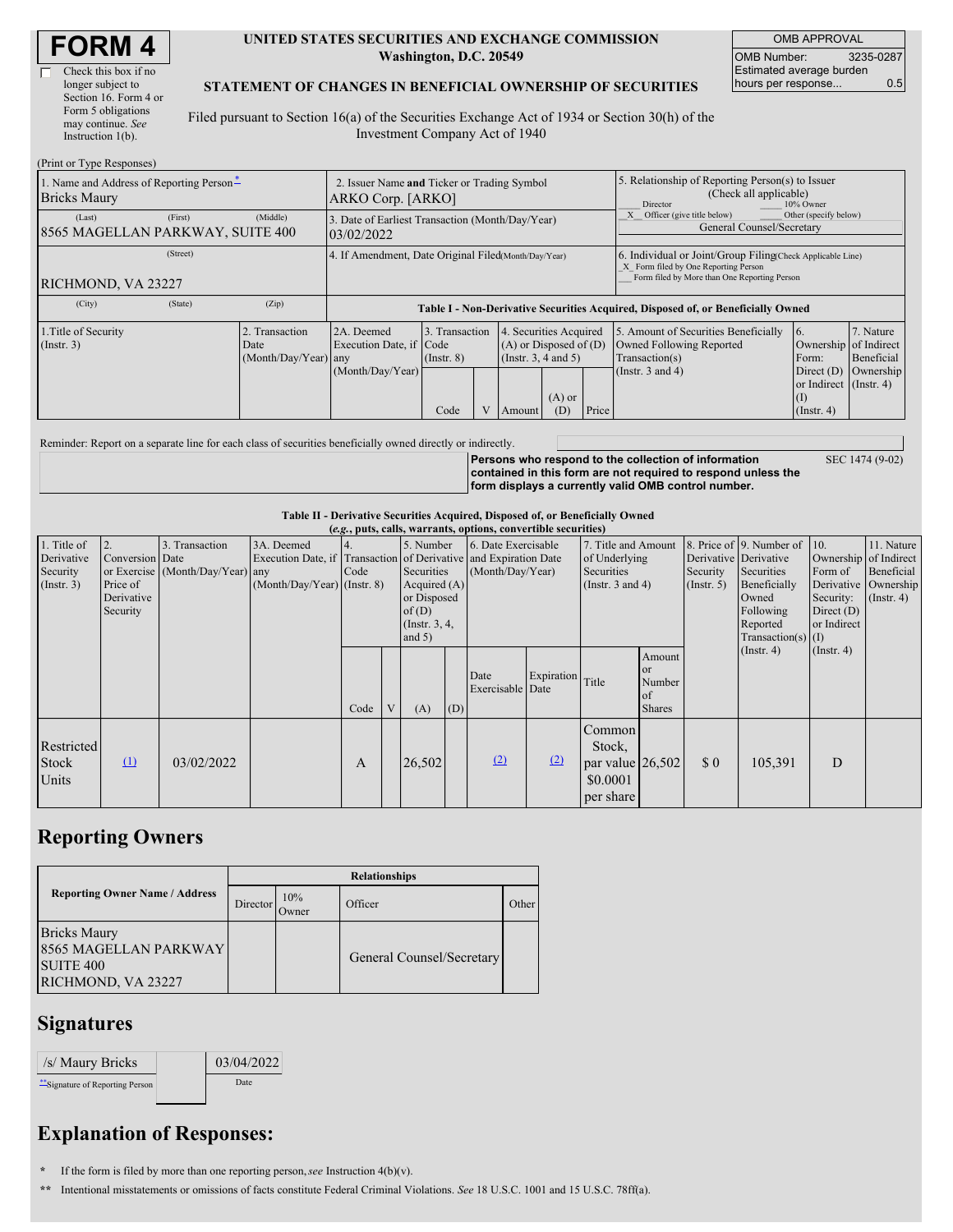# FORM 4

☐ Check this box if no longer subject to Section 16. Form 4 or Form 5 obligations may continue. *See* Instruction 1(b).

**UNITED STATES SECURITIES AND EXCHANGE COMMISSION**
**Washington, D.C. 20549**

**STATEMENT OF CHANGES IN BENEFICIAL OWNERSHIP OF SECURITIES**

Filed pursuant to Section 16(a) of the Securities Exchange Act of 1934 or Section 30(h) of the Investment Company Act of 1940

| OMB APPROVAL | |
|---|---|
| OMB Number: | 3235-0287 |
| Estimated average burden hours per response... | 0.5 |

(Print or Type Responses)

| 1. Name and Address of Reporting Person* | 2. Issuer Name and Ticker or Trading Symbol | 5. Relationship of Reporting Person(s) to Issuer (Check all applicable) |
|---|---|---|
| Bricks Maury | ARKO Corp. [ARKO] | ___ Director ___ 10% Owner |
| (Last) (First) (Middle) 8565 MAGELLAN PARKWAY, SUITE 400 | 3. Date of Earliest Transaction (Month/Day/Year) 03/02/2022 | _X_ Officer (give title below) ___ Other (specify below) General Counsel/Secretary |
| (Street) RICHMOND, VA 23227 | 4. If Amendment, Date Original Filed(Month/Day/Year) | 6. Individual or Joint/Group Filing(Check Applicable Line) _X_ Form filed by One Reporting Person ___ Form filed by More than One Reporting Person |
| (City) (State) (Zip) | | |

**Table I - Non-Derivative Securities Acquired, Disposed of, or Beneficially Owned**

| 1.Title of Security (Instr. 3) | 2. Transaction Date (Month/Day/Year) | 2A. Deemed Execution Date, if any (Month/Day/Year) | 3. Transaction Code (Instr. 8) | | 4. Securities Acquired (A) or Disposed of (D) (Instr. 3, 4 and 5) | | | 5. Amount of Securities Beneficially Owned Following Reported Transaction(s) (Instr. 3 and 4) | 6. Ownership Form: Direct (D) or Indirect (I) (Instr. 4) | 7. Nature of Indirect Beneficial Ownership (Instr. 4) |
|---|---|---|---|---|---|---|---|---|---|---|
| | | | Code | V | Amount | (A) or (D) | Price | | | |

Reminder: Report on a separate line for each class of securities beneficially owned directly or indirectly.

**Persons who respond to the collection of information contained in this form are not required to respond unless the form displays a currently valid OMB control number.** SEC 1474 (9-02)

**Table II - Derivative Securities Acquired, Disposed of, or Beneficially Owned**
***(e.g., puts, calls, warrants, options, convertible securities)***

| 1. Title of Derivative Security (Instr. 3) | 2. Conversion or Exercise Price of Derivative Security | 3. Transaction Date (Month/Day/Year) | 3A. Deemed Execution Date, if any (Month/Day/Year) | 4. Transaction Code (Instr. 8) | | 5. Number of Derivative Securities Acquired (A) or Disposed of (D) (Instr. 3, 4, and 5) | | 6. Date Exercisable and Expiration Date (Month/Day/Year) | | 7. Title and Amount of Underlying Securities (Instr. 3 and 4) | | 8. Price of Derivative Security (Instr. 5) | 9. Number of Derivative Securities Beneficially Owned Following Reported Transaction(s) (Instr. 4) | 10. Ownership Form of Derivative Security: Direct (D) or Indirect (I) (Instr. 4) | 11. Nature of Indirect Beneficial Ownership (Instr. 4) |
|---|---|---|---|---|---|---|---|---|---|---|---|---|---|---|---|
| | | | | Code | V | (A) | (D) | Date Exercisable | Expiration Date | Title | Amount or Number of Shares | | | | |
| Restricted Stock Units | (1) | 03/02/2022 | | A | | 26,502 | | (2) | (2) | Common Stock, par value $0.0001 per share | 26,502 | $ 0 | 105,391 | D | |

## Reporting Owners

| Reporting Owner Name / Address | Relationships | | | |
|---|---|---|---|---|
| | Director | 10% Owner | Officer | Other |
| Bricks Maury 8565 MAGELLAN PARKWAY SUITE 400 RICHMOND, VA 23227 | | | General Counsel/Secretary | |

## Signatures

| /s/ Maury Bricks | 03/04/2022 |
|---|---|
| **Signature of Reporting Person | Date |

## Explanation of Responses:

\* If the form is filed by more than one reporting person, *see* Instruction 4(b)(v).

\*\* Intentional misstatements or omissions of facts constitute Federal Criminal Violations. *See* 18 U.S.C. 1001 and 15 U.S.C. 78ff(a).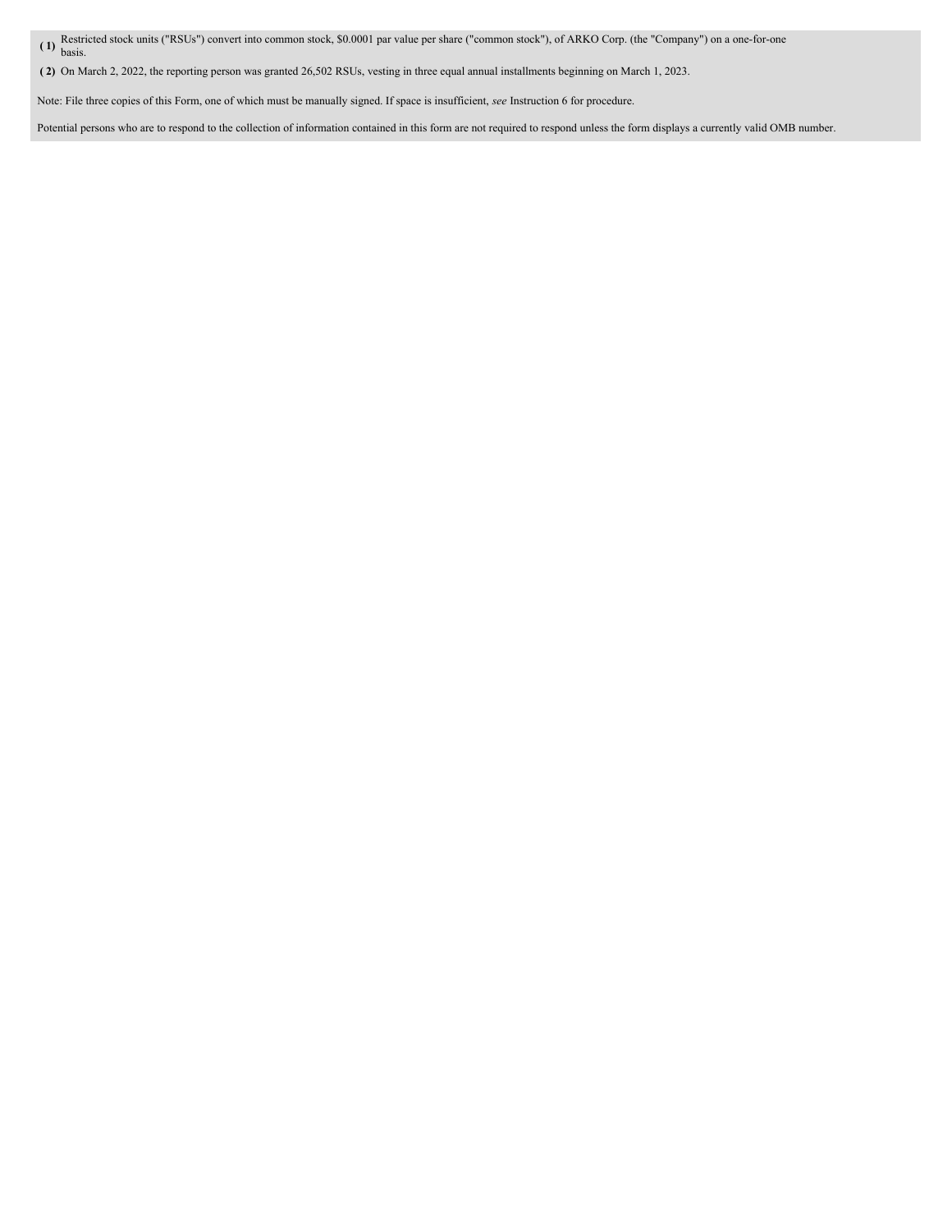( 1) Restricted stock units ("RSUs") convert into common stock, $0.0001 par value per share ("common stock"), of ARKO Corp. (the "Company") on a one-for-one basis.

( 2) On March 2, 2022, the reporting person was granted 26,502 RSUs, vesting in three equal annual installments beginning on March 1, 2023.

Note: File three copies of this Form, one of which must be manually signed. If space is insufficient, *see* Instruction 6 for procedure.

Potential persons who are to respond to the collection of information contained in this form are not required to respond unless the form displays a currently valid OMB number.